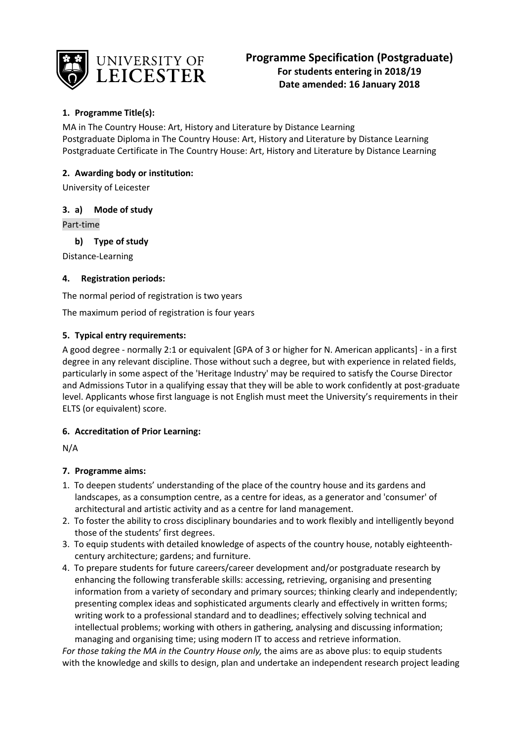**UNIVERSITY OF LEICESTER**

# Programme Specification (Postgraduate)

**For students entering in 2018/19**
**Date amended: 16 January 2018**

## 1. Programme Title(s):

MA in The Country House: Art, History and Literature by Distance Learning
Postgraduate Diploma in The Country House: Art, History and Literature by Distance Learning
Postgraduate Certificate in The Country House: Art, History and Literature by Distance Learning

## 2. Awarding body or institution:

University of Leicester

## 3. a) Mode of study

Part-time

### b) Type of study

Distance-Learning

## 4. Registration periods:

The normal period of registration is two years

The maximum period of registration is four years

## 5. Typical entry requirements:

A good degree - normally 2:1 or equivalent [GPA of 3 or higher for N. American applicants] - in a first degree in any relevant discipline. Those without such a degree, but with experience in related fields, particularly in some aspect of the 'Heritage Industry' may be required to satisfy the Course Director and Admissions Tutor in a qualifying essay that they will be able to work confidently at post-graduate level. Applicants whose first language is not English must meet the University's requirements in their ELTS (or equivalent) score.

## 6. Accreditation of Prior Learning:

N/A

## 7. Programme aims:

1. To deepen students' understanding of the place of the country house and its gardens and landscapes, as a consumption centre, as a centre for ideas, as a generator and 'consumer' of architectural and artistic activity and as a centre for land management.
2. To foster the ability to cross disciplinary boundaries and to work flexibly and intelligently beyond those of the students' first degrees.
3. To equip students with detailed knowledge of aspects of the country house, notably eighteenth-century architecture; gardens; and furniture.
4. To prepare students for future careers/career development and/or postgraduate research by enhancing the following transferable skills: accessing, retrieving, organising and presenting information from a variety of secondary and primary sources; thinking clearly and independently; presenting complex ideas and sophisticated arguments clearly and effectively in written forms; writing work to a professional standard and to deadlines; effectively solving technical and intellectual problems; working with others in gathering, analysing and discussing information; managing and organising time; using modern IT to access and retrieve information.

*For those taking the MA in the Country House only,* the aims are as above plus: to equip students with the knowledge and skills to design, plan and undertake an independent research project leading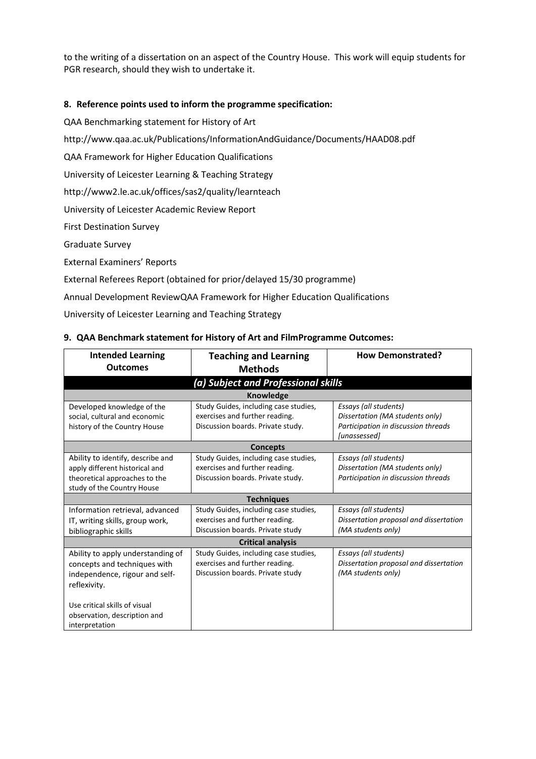to the writing of a dissertation on an aspect of the Country House. This work will equip students for PGR research, should they wish to undertake it.

## 8. Reference points used to inform the programme specification:

QAA Benchmarking statement for History of Art

http://www.qaa.ac.uk/Publications/InformationAndGuidance/Documents/HAAD08.pdf

QAA Framework for Higher Education Qualifications

University of Leicester Learning & Teaching Strategy

http://www2.le.ac.uk/offices/sas2/quality/learnteach

University of Leicester Academic Review Report

First Destination Survey

Graduate Survey

External Examiners' Reports

External Referees Report (obtained for prior/delayed 15/30 programme)

Annual Development ReviewQAA Framework for Higher Education Qualifications

University of Leicester Learning and Teaching Strategy

## 9. QAA Benchmark statement for History of Art and FilmProgramme Outcomes:

| Intended Learning Outcomes | Teaching and Learning Methods | How Demonstrated? |
|---|---|---|
| ***(a) Subject and Professional skills*** | | |
| **Knowledge** | | |
| Developed knowledge of the social, cultural and economic history of the Country House | Study Guides, including case studies, exercises and further reading. Discussion boards. Private study. | *Essays (all students)*<br>*Dissertation (MA students only)*<br>*Participation in discussion threads [unassessed]* |
| **Concepts** | | |
| Ability to identify, describe and apply different historical and theoretical approaches to the study of the Country House | Study Guides, including case studies, exercises and further reading. Discussion boards. Private study. | *Essays (all students)*<br>*Dissertation (MA students only)*<br>*Participation in discussion threads* |
| **Techniques** | | |
| Information retrieval, advanced IT, writing skills, group work, bibliographic skills | Study Guides, including case studies, exercises and further reading. Discussion boards. Private study | *Essays (all students)*<br>*Dissertation proposal and dissertation (MA students only)* |
| **Critical analysis** | | |
| Ability to apply understanding of concepts and techniques with independence, rigour and self-reflexivity.<br><br>Use critical skills of visual observation, description and interpretation | Study Guides, including case studies, exercises and further reading. Discussion boards. Private study | *Essays (all students)*<br>*Dissertation proposal and dissertation (MA students only)* |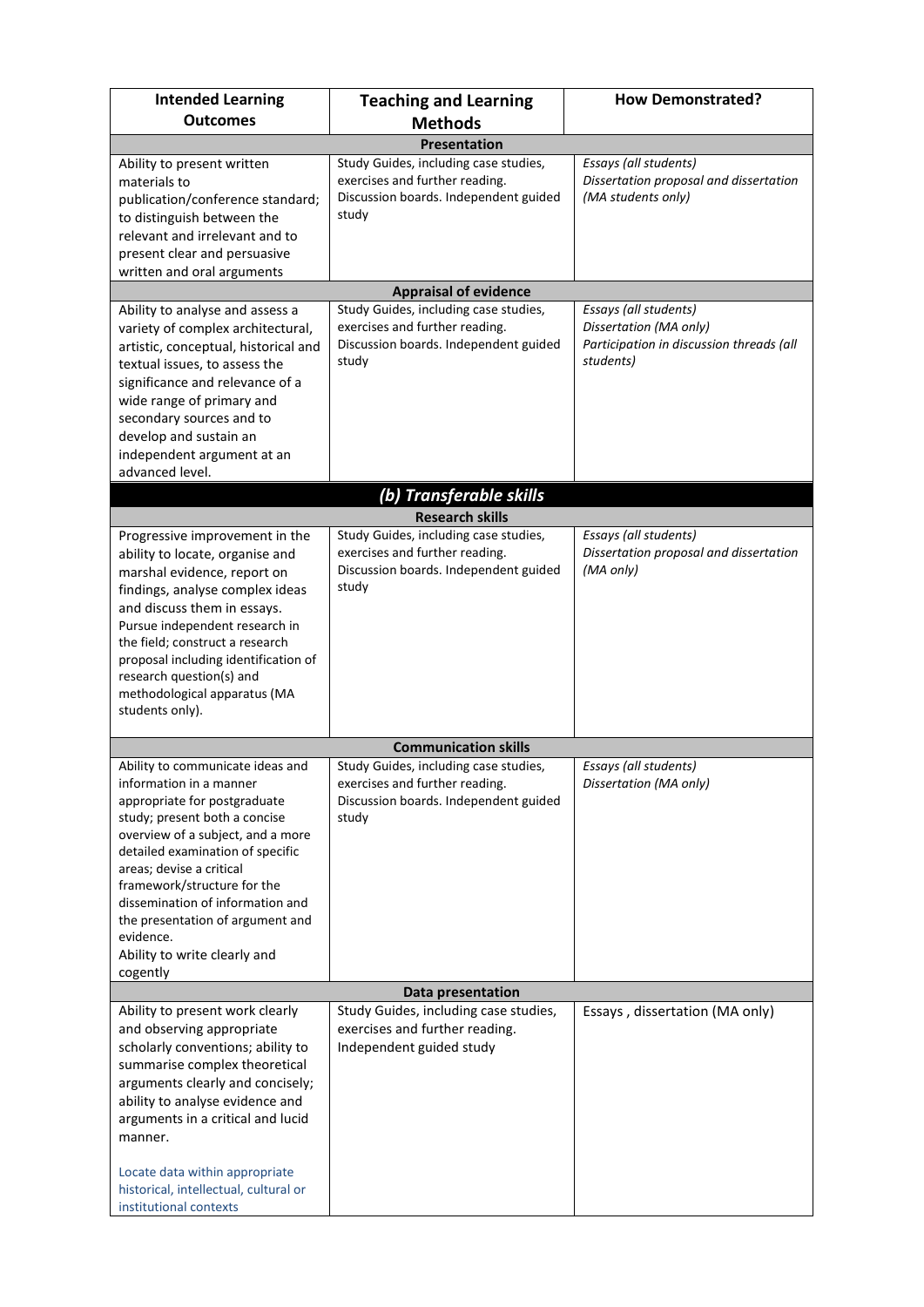| Intended Learning Outcomes | Teaching and Learning Methods | How Demonstrated? |
|---|---|---|
| **Presentation** | | |
| Ability to present written materials to publication/conference standard; to distinguish between the relevant and irrelevant and to present clear and persuasive written and oral arguments | Study Guides, including case studies, exercises and further reading. Discussion boards. Independent guided study | *Essays (all students)* *Dissertation proposal and dissertation (MA students only)* |
| **Appraisal of evidence** | | |
| Ability to analyse and assess a variety of complex architectural, artistic, conceptual, historical and textual issues, to assess the significance and relevance of a wide range of primary and secondary sources and to develop and sustain an independent argument at an advanced level. | Study Guides, including case studies, exercises and further reading. Discussion boards. Independent guided study | *Essays (all students)* *Dissertation (MA only)* *Participation in discussion threads (all students)* |
| ***(b) Transferable skills*** | | |
| **Research skills** | | |
| Progressive improvement in the ability to locate, organise and marshal evidence, report on findings, analyse complex ideas and discuss them in essays. Pursue independent research in the field; construct a research proposal including identification of research question(s) and methodological apparatus (MA students only). | Study Guides, including case studies, exercises and further reading. Discussion boards. Independent guided study | *Essays (all students)* *Dissertation proposal and dissertation (MA only)* |
| **Communication skills** | | |
| Ability to communicate ideas and information in a manner appropriate for postgraduate study; present both a concise overview of a subject, and a more detailed examination of specific areas; devise a critical framework/structure for the dissemination of information and the presentation of argument and evidence. Ability to write clearly and cogently | Study Guides, including case studies, exercises and further reading. Discussion boards. Independent guided study | *Essays (all students)* *Dissertation (MA only)* |
| **Data presentation** | | |
| Ability to present work clearly and observing appropriate scholarly conventions; ability to summarise complex theoretical arguments clearly and concisely; ability to analyse evidence and arguments in a critical and lucid manner. Locate data within appropriate historical, intellectual, cultural or institutional contexts | Study Guides, including case studies, exercises and further reading. Independent guided study | Essays , dissertation (MA only) |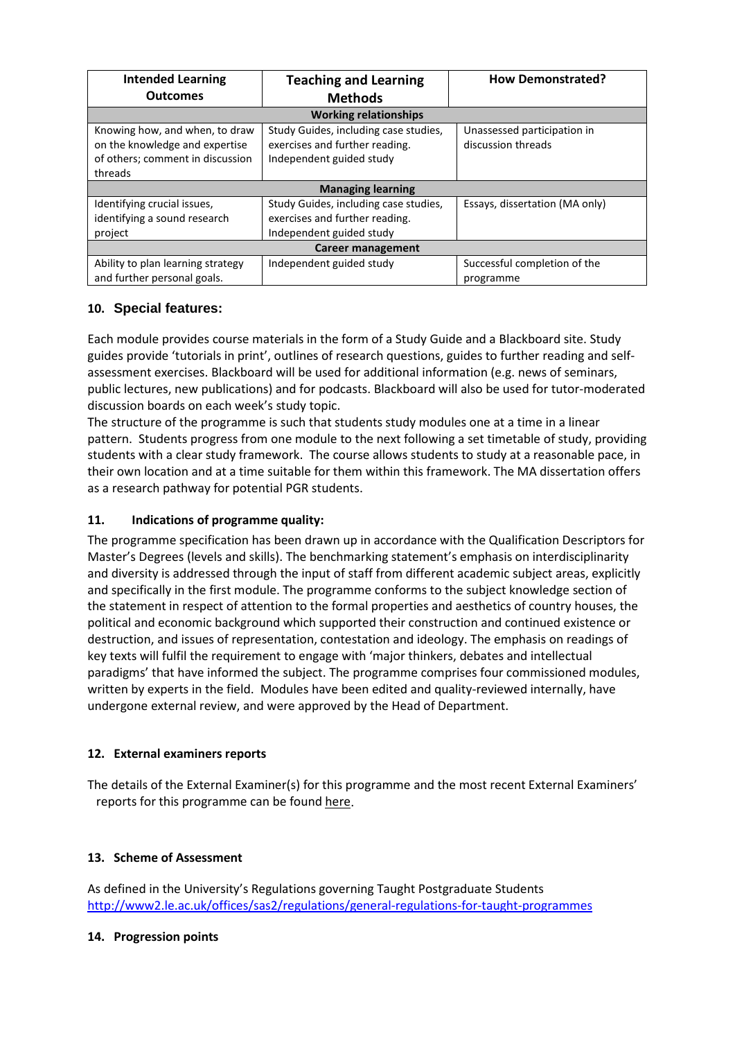| Intended Learning Outcomes | Teaching and Learning Methods | How Demonstrated? |
|---|---|---|
| **Working relationships** | | |
| Knowing how, and when, to draw on the knowledge and expertise of others; comment in discussion threads | Study Guides, including case studies, exercises and further reading. Independent guided study | Unassessed participation in discussion threads |
| **Managing learning** | | |
| Identifying crucial issues, identifying a sound research project | Study Guides, including case studies, exercises and further reading. Independent guided study | Essays, dissertation (MA only) |
| **Career management** | | |
| Ability to plan learning strategy and further personal goals. | Independent guided study | Successful completion of the programme |

## 10. Special features:

Each module provides course materials in the form of a Study Guide and a Blackboard site. Study guides provide 'tutorials in print', outlines of research questions, guides to further reading and self-assessment exercises. Blackboard will be used for additional information (e.g. news of seminars, public lectures, new publications) and for podcasts. Blackboard will also be used for tutor-moderated discussion boards on each week's study topic.

The structure of the programme is such that students study modules one at a time in a linear pattern. Students progress from one module to the next following a set timetable of study, providing students with a clear study framework. The course allows students to study at a reasonable pace, in their own location and at a time suitable for them within this framework. The MA dissertation offers as a research pathway for potential PGR students.

## 11. Indications of programme quality:

The programme specification has been drawn up in accordance with the Qualification Descriptors for Master's Degrees (levels and skills). The benchmarking statement's emphasis on interdisciplinarity and diversity is addressed through the input of staff from different academic subject areas, explicitly and specifically in the first module. The programme conforms to the subject knowledge section of the statement in respect of attention to the formal properties and aesthetics of country houses, the political and economic background which supported their construction and continued existence or destruction, and issues of representation, contestation and ideology. The emphasis on readings of key texts will fulfil the requirement to engage with 'major thinkers, debates and intellectual paradigms' that have informed the subject. The programme comprises four commissioned modules, written by experts in the field. Modules have been edited and quality-reviewed internally, have undergone external review, and were approved by the Head of Department.

## 12. External examiners reports

The details of the External Examiner(s) for this programme and the most recent External Examiners' reports for this programme can be found here.

## 13. Scheme of Assessment

As defined in the University's Regulations governing Taught Postgraduate Students
http://www2.le.ac.uk/offices/sas2/regulations/general-regulations-for-taught-programmes

## 14. Progression points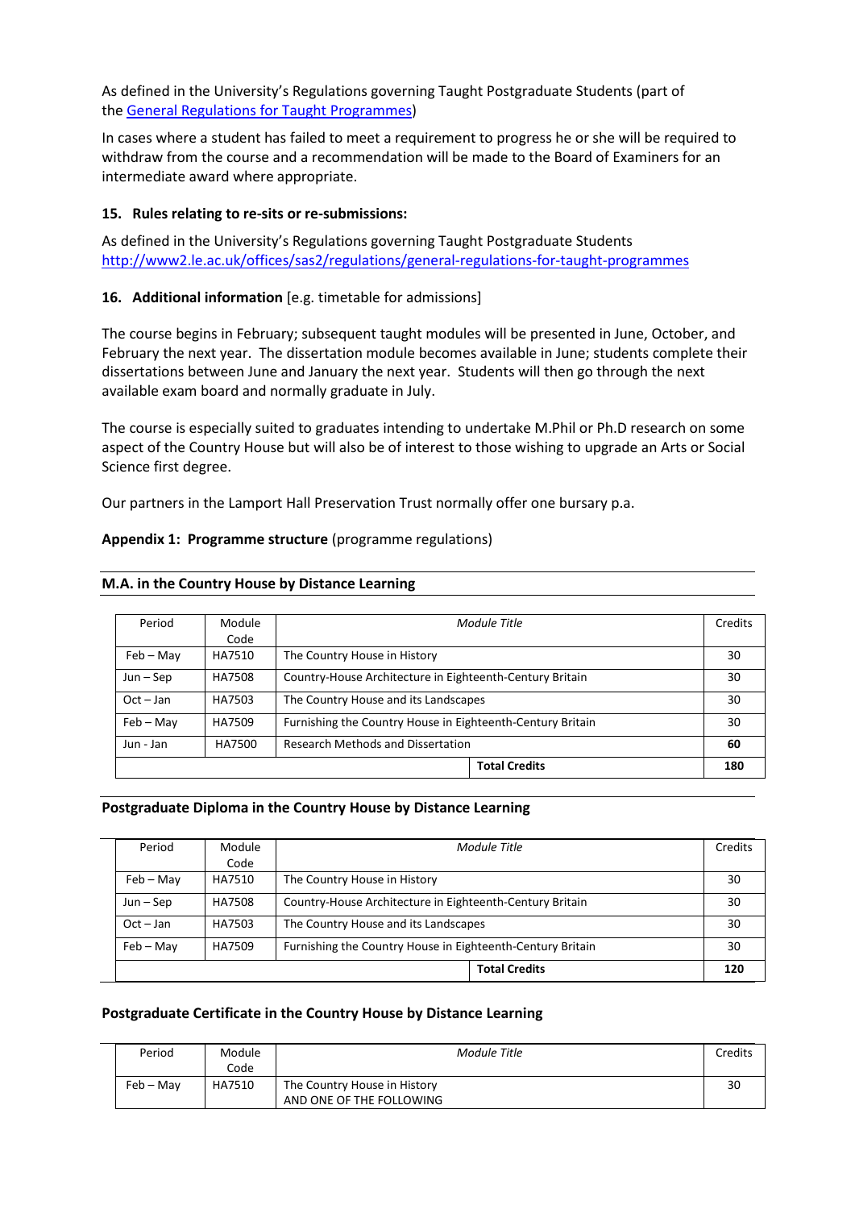As defined in the University's Regulations governing Taught Postgraduate Students (part of the [General Regulations for Taught Programmes](http://www2.le.ac.uk/offices/sas2/regulations/general-regulations-for-taught-programmes))

In cases where a student has failed to meet a requirement to progress he or she will be required to withdraw from the course and a recommendation will be made to the Board of Examiners for an intermediate award where appropriate.

### 15. Rules relating to re-sits or re-submissions:

As defined in the University's Regulations governing Taught Postgraduate Students
http://www2.le.ac.uk/offices/sas2/regulations/general-regulations-for-taught-programmes

### 16. Additional information [e.g. timetable for admissions]

The course begins in February; subsequent taught modules will be presented in June, October, and February the next year. The dissertation module becomes available in June; students complete their dissertations between June and January the next year. Students will then go through the next available exam board and normally graduate in July.

The course is especially suited to graduates intending to undertake M.Phil or Ph.D research on some aspect of the Country House but will also be of interest to those wishing to upgrade an Arts or Social Science first degree.

Our partners in the Lamport Hall Preservation Trust normally offer one bursary p.a.

**Appendix 1: Programme structure** (programme regulations)

**M.A. in the Country House by Distance Learning**

| Period | Module Code | *Module Title* | Credits |
|---|---|---|---|
| Feb – May | HA7510 | The Country House in History | 30 |
| Jun – Sep | HA7508 | Country-House Architecture in Eighteenth-Century Britain | 30 |
| Oct – Jan | HA7503 | The Country House and its Landscapes | 30 |
| Feb – May | HA7509 | Furnishing the Country House in Eighteenth-Century Britain | 30 |
| Jun - Jan | HA7500 | Research Methods and Dissertation | **60** |
| | | **Total Credits** | **180** |

**Postgraduate Diploma in the Country House by Distance Learning**

| Period | Module Code | *Module Title* | Credits |
|---|---|---|---|
| Feb – May | HA7510 | The Country House in History | 30 |
| Jun – Sep | HA7508 | Country-House Architecture in Eighteenth-Century Britain | 30 |
| Oct – Jan | HA7503 | The Country House and its Landscapes | 30 |
| Feb – May | HA7509 | Furnishing the Country House in Eighteenth-Century Britain | 30 |
| | | **Total Credits** | **120** |

**Postgraduate Certificate in the Country House by Distance Learning**

| Period | Module Code | *Module Title* | Credits |
|---|---|---|---|
| Feb – May | HA7510 | The Country House in History<br>AND ONE OF THE FOLLOWING | 30 |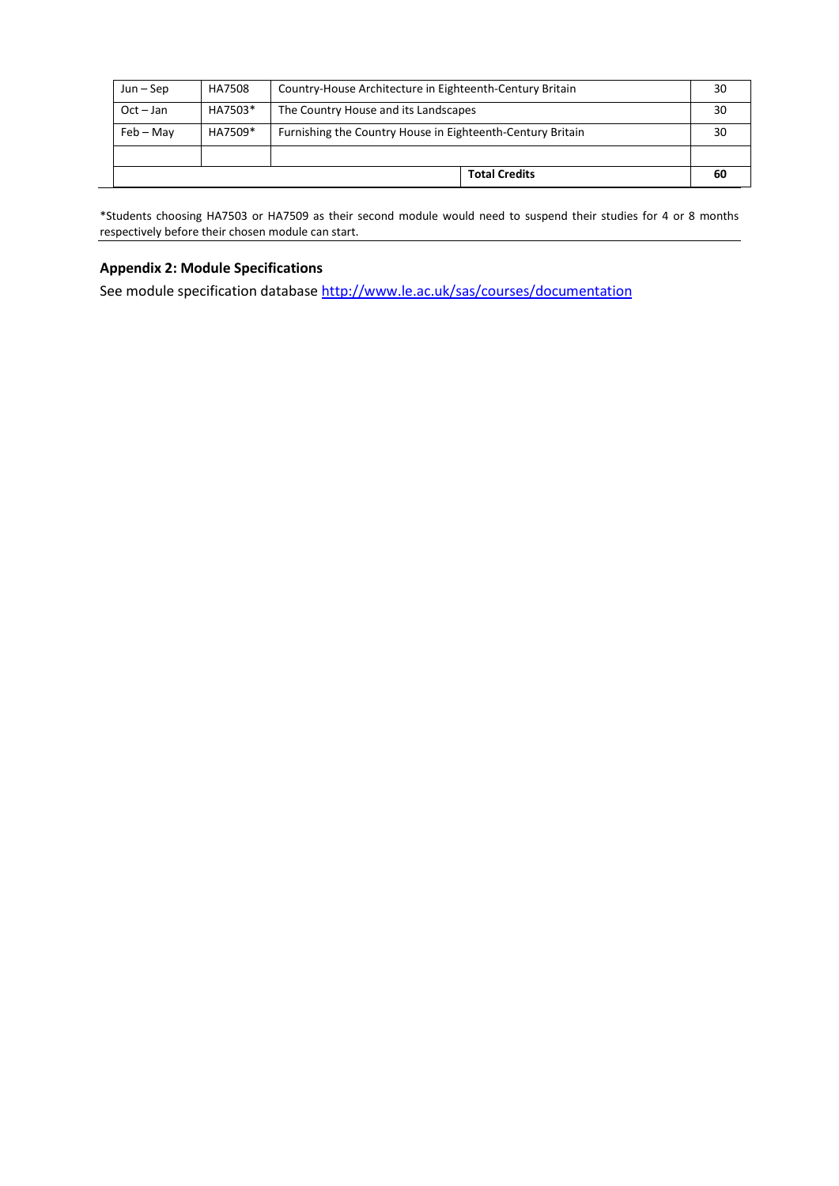| | | | |
|---|---|---|---|
| Jun – Sep | HA7508 | Country-House Architecture in Eighteenth-Century Britain | 30 |
| Oct – Jan | HA7503* | The Country House and its Landscapes | 30 |
| Feb – May | HA7509* | Furnishing the Country House in Eighteenth-Century Britain | 30 |
| | | | |
| | | **Total Credits** | **60** |

*Students choosing HA7503 or HA7509 as their second module would need to suspend their studies for 4 or 8 months respectively before their chosen module can start.

## Appendix 2: Module Specifications

See module specification database [http://www.le.ac.uk/sas/courses/documentation](http://www.le.ac.uk/sas/courses/documentation)